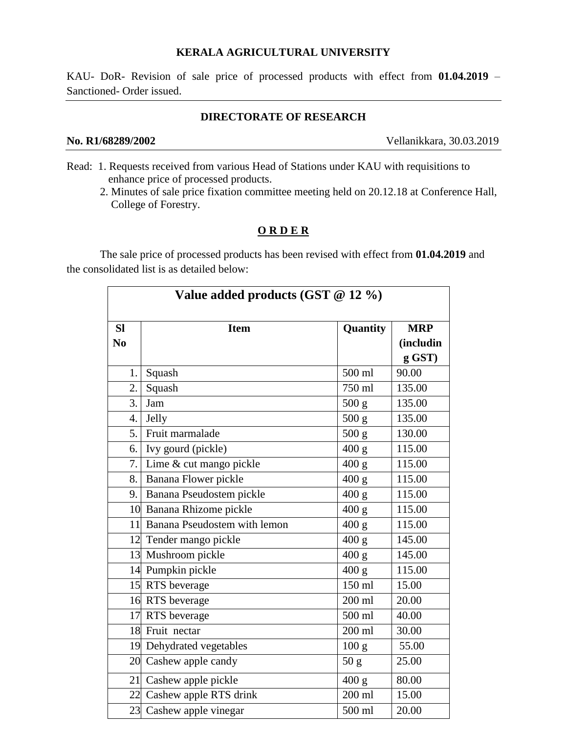**KERALA AGRICULTURAL UNIVERSITY**

KAU- DoR- Revision of sale price of processed products with effect from **01.04.2019** – Sanctioned- Order issued.

---

**DIRECTORATE OF RESEARCH**

**No. R1/68289/2002** Vellanikkara, 30.03.2019

---

Read: 1. Requests received from various Head of Stations under KAU with requisitions to enhance price of processed products.

2. Minutes of sale price fixation committee meeting held on 20.12.18 at Conference Hall, College of Forestry.

**O R D E R**

The sale price of processed products has been revised with effect from **01.04.2019** and the consolidated list is as detailed below:

| **Value added products (GST @ 12 %)** | | | |
|---|---|---|---|
| **Sl No** | **Item** | **Quantity** | **MRP (including GST)** |
| 1. | Squash | 500 ml | 90.00 |
| 2. | Squash | 750 ml | 135.00 |
| 3. | Jam | 500 g | 135.00 |
| 4. | Jelly | 500 g | 135.00 |
| 5. | Fruit marmalade | 500 g | 130.00 |
| 6. | Ivy gourd (pickle) | 400 g | 115.00 |
| 7. | Lime & cut mango pickle | 400 g | 115.00 |
| 8. | Banana Flower pickle | 400 g | 115.00 |
| 9. | Banana Pseudostem pickle | 400 g | 115.00 |
| 10 | Banana Rhizome pickle | 400 g | 115.00 |
| 11 | Banana Pseudostem with lemon | 400 g | 115.00 |
| 12 | Tender mango pickle | 400 g | 145.00 |
| 13 | Mushroom pickle | 400 g | 145.00 |
| 14 | Pumpkin pickle | 400 g | 115.00 |
| 15 | RTS beverage | 150 ml | 15.00 |
| 16 | RTS beverage | 200 ml | 20.00 |
| 17 | RTS beverage | 500 ml | 40.00 |
| 18 | Fruit nectar | 200 ml | 30.00 |
| 19 | Dehydrated vegetables | 100 g | 55.00 |
| 20 | Cashew apple candy | 50 g | 25.00 |
| 21 | Cashew apple pickle | 400 g | 80.00 |
| 22 | Cashew apple RTS drink | 200 ml | 15.00 |
| 23 | Cashew apple vinegar | 500 ml | 20.00 |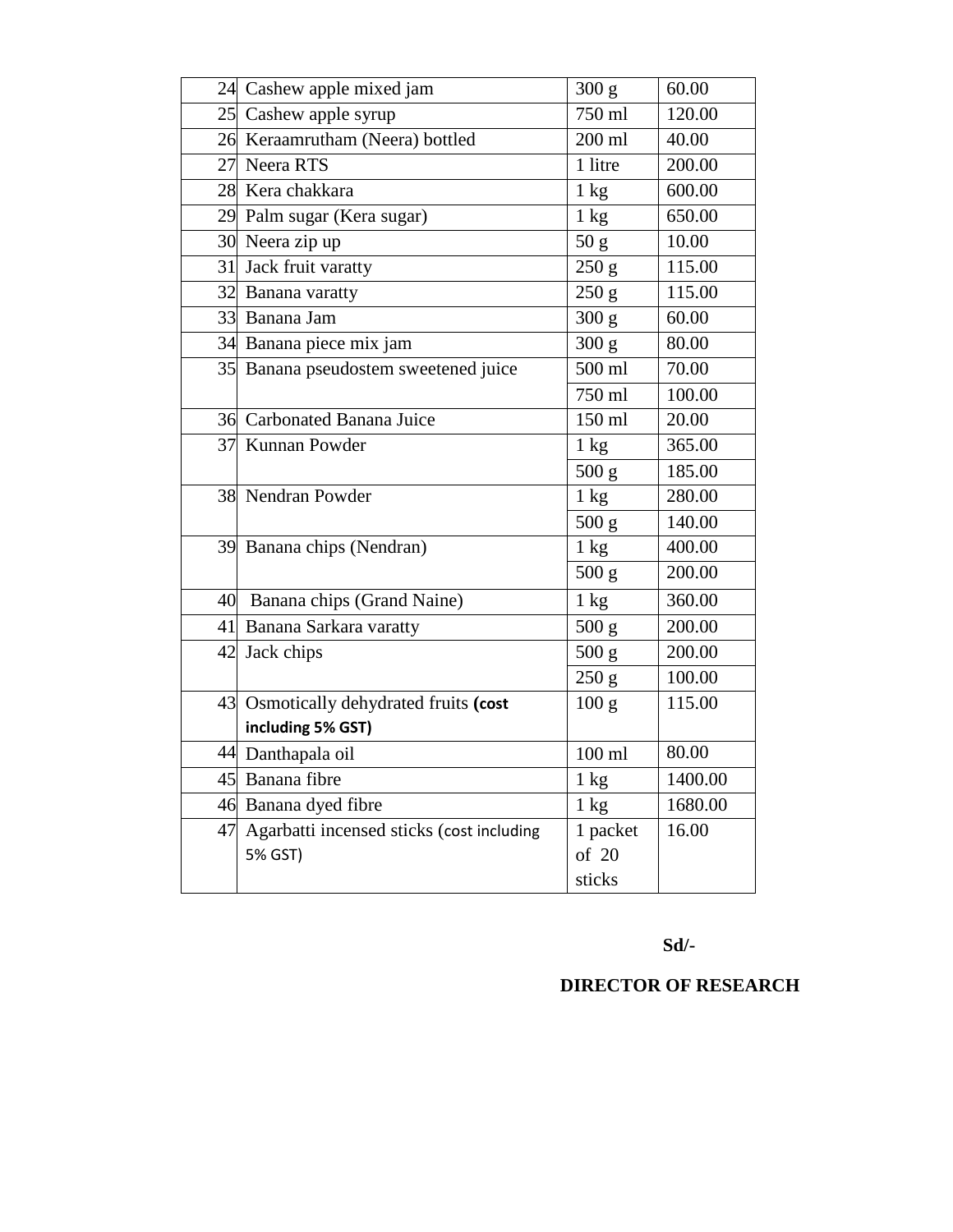| | | | |
|---|---|---|---|
| 24 | Cashew apple mixed jam | 300 g | 60.00 |
| 25 | Cashew apple syrup | 750 ml | 120.00 |
| 26 | Keraamrutham (Neera) bottled | 200 ml | 40.00 |
| 27 | Neera RTS | 1 litre | 200.00 |
| 28 | Kera chakkara | 1 kg | 600.00 |
| 29 | Palm sugar (Kera sugar) | 1 kg | 650.00 |
| 30 | Neera zip up | 50 g | 10.00 |
| 31 | Jack fruit varatty | 250 g | 115.00 |
| 32 | Banana varatty | 250 g | 115.00 |
| 33 | Banana Jam | 300 g | 60.00 |
| 34 | Banana piece mix jam | 300 g | 80.00 |
| 35 | Banana pseudostem sweetened juice | 500 ml | 70.00 |
| | | 750 ml | 100.00 |
| 36 | Carbonated Banana Juice | 150 ml | 20.00 |
| 37 | Kunnan Powder | 1 kg | 365.00 |
| | | 500 g | 185.00 |
| 38 | Nendran Powder | 1 kg | 280.00 |
| | | 500 g | 140.00 |
| 39 | Banana chips (Nendran) | 1 kg | 400.00 |
| | | 500 g | 200.00 |
| 40 | Banana chips (Grand Naine) | 1 kg | 360.00 |
| 41 | Banana Sarkara varatty | 500 g | 200.00 |
| 42 | Jack chips | 500 g | 200.00 |
| | | 250 g | 100.00 |
| 43 | Osmotically dehydrated fruits **(cost including 5% GST)** | 100 g | 115.00 |
| 44 | Danthapala oil | 100 ml | 80.00 |
| 45 | Banana fibre | 1 kg | 1400.00 |
| 46 | Banana dyed fibre | 1 kg | 1680.00 |
| 47 | Agarbatti incensed sticks (cost including 5% GST) | 1 packet of 20 sticks | 16.00 |

**Sd/-**

**DIRECTOR OF RESEARCH**